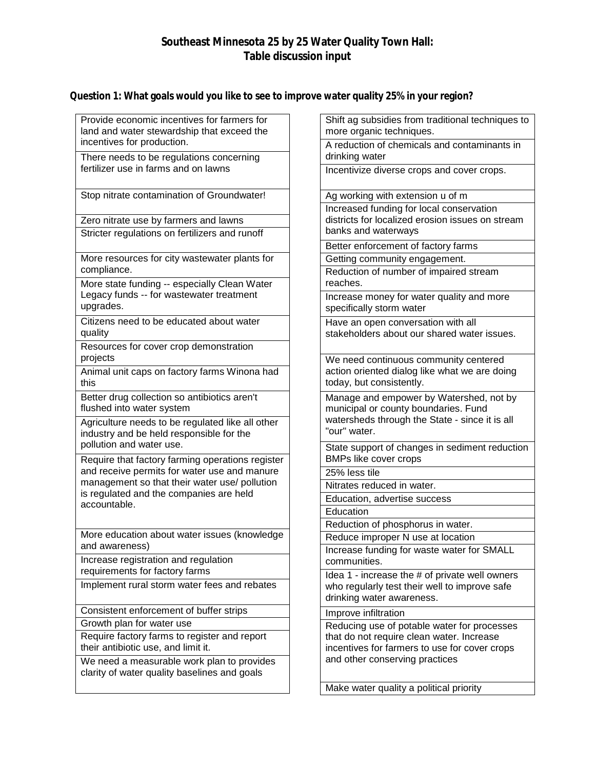# Southeast Minnesota 25 by 25 Water Quality Town Hall: Table discussion input

## Question 1: What goals would you like to see to improve water quality 25% in your region?

- Provide economic incentives for farmers for land and water stewardship that exceed the incentives for production.
- There needs to be regulations concerning fertilizer use in farms and on lawns
- Stop nitrate contamination of Groundwater!
- Zero nitrate use by farmers and lawns
- Stricter regulations on fertilizers and runoff
- More resources for city wastewater plants for compliance.
- More state funding -- especially Clean Water Legacy funds -- for wastewater treatment upgrades.
- Citizens need to be educated about water quality
- Resources for cover crop demonstration projects
- Animal unit caps on factory farms Winona had this
- Better drug collection so antibiotics aren't flushed into water system
- Agriculture needs to be regulated like all other industry and be held responsible for the pollution and water use.
- Require that factory farming operations register and receive permits for water use and manure management so that their water use/ pollution is regulated and the companies are held accountable.
- More education about water issues (knowledge and awareness)
- Increase registration and regulation requirements for factory farms
- Implement rural storm water fees and rebates
- Consistent enforcement of buffer strips
- Growth plan for water use
- Require factory farms to register and report their antibiotic use, and limit it.
- We need a measurable work plan to provides clarity of water quality baselines and goals
- Shift ag subsidies from traditional techniques to more organic techniques.
- A reduction of chemicals and contaminants in drinking water
- Incentivize diverse crops and cover crops.
- Ag working with extension u of m
- Increased funding for local conservation districts for localized erosion issues on stream banks and waterways
- Better enforcement of factory farms
- Getting community engagement.
- Reduction of number of impaired stream reaches.
- Increase money for water quality and more specifically storm water
- Have an open conversation with all stakeholders about our shared water issues.
- We need continuous community centered action oriented dialog like what we are doing today, but consistently.
- Manage and empower by Watershed, not by municipal or county boundaries. Fund watersheds through the State - since it is all "our" water.
- State support of changes in sediment reduction BMPs like cover crops
- 25% less tile
- Nitrates reduced in water.
- Education, advertise success
- Education
- Reduction of phosphorus in water.
- Reduce improper N use at location
- Increase funding for waste water for SMALL communities.
- Idea 1 - increase the # of private well owners who regularly test their well to improve safe drinking water awareness.
- Improve infiltration
- Reducing use of potable water for processes that do not require clean water. Increase incentives for farmers to use for cover crops and other conserving practices
- Make water quality a political priority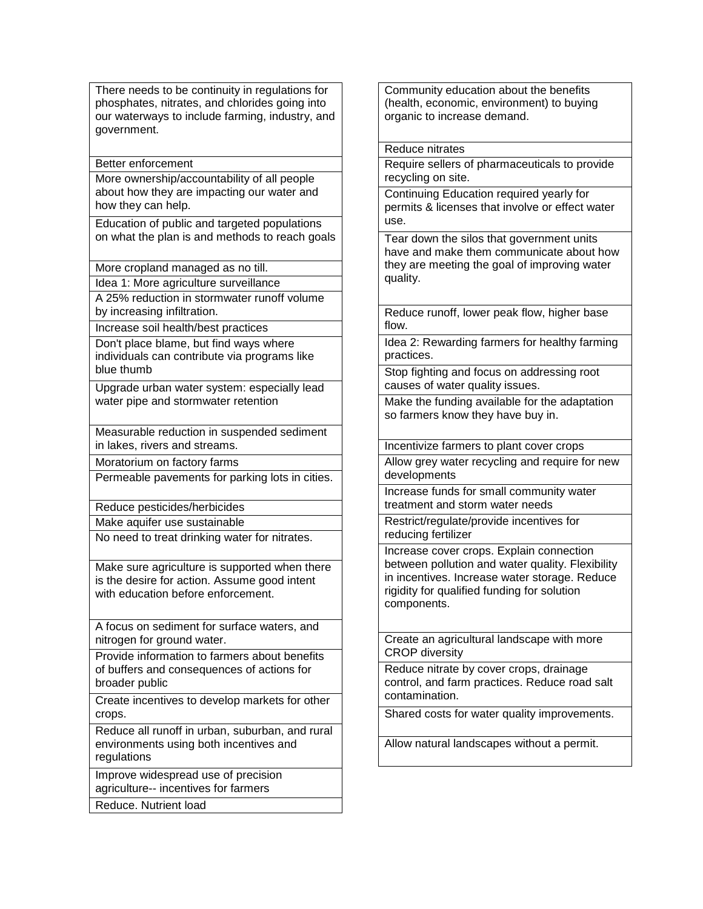| |
|---|
| There needs to be continuity in regulations for phosphates, nitrates, and chlorides going into our waterways to include farming, industry, and government. |
| Better enforcement |
| More ownership/accountability of all people about how they are impacting our water and how they can help. |
| Education of public and targeted populations on what the plan is and methods to reach goals |
| More cropland managed as no till. |
| Idea 1: More agriculture surveillance |
| A 25% reduction in stormwater runoff volume by increasing infiltration. |
| Increase soil health/best practices |
| Don't place blame, but find ways where individuals can contribute via programs like blue thumb |
| Upgrade urban water system: especially lead water pipe and stormwater retention |
| Measurable reduction in suspended sediment in lakes, rivers and streams. |
| Moratorium on factory farms |
| Permeable pavements for parking lots in cities. |
| Reduce pesticides/herbicides |
| Make aquifer use sustainable |
| No need to treat drinking water for nitrates. |
| Make sure agriculture is supported when there is the desire for action. Assume good intent with education before enforcement. |
| A focus on sediment for surface waters, and nitrogen for ground water. |
| Provide information to farmers about benefits of buffers and consequences of actions for broader public |
| Create incentives to develop markets for other crops. |
| Reduce all runoff in urban, suburban, and rural environments using both incentives and regulations |
| Improve widespread use of precision agriculture-- incentives for farmers |
| Reduce. Nutrient load |

| |
|---|
| Community education about the benefits (health, economic, environment) to buying organic to increase demand. |
| Reduce nitrates |
| Require sellers of pharmaceuticals to provide recycling on site. |
| Continuing Education required yearly for permits & licenses that involve or effect water use. |
| Tear down the silos that government units have and make them communicate about how they are meeting the goal of improving water quality. |
| Reduce runoff, lower peak flow, higher base flow. |
| Idea 2: Rewarding farmers for healthy farming practices. |
| Stop fighting and focus on addressing root causes of water quality issues. |
| Make the funding available for the adaptation so farmers know they have buy in. |
| Incentivize farmers to plant cover crops |
| Allow grey water recycling and require for new developments |
| Increase funds for small community water treatment and storm water needs |
| Restrict/regulate/provide incentives for reducing fertilizer |
| Increase cover crops. Explain connection between pollution and water quality. Flexibility in incentives. Increase water storage. Reduce rigidity for qualified funding for solution components. |
| Create an agricultural landscape with more CROP diversity |
| Reduce nitrate by cover crops, drainage control, and farm practices. Reduce road salt contamination. |
| Shared costs for water quality improvements. |
| Allow natural landscapes without a permit. |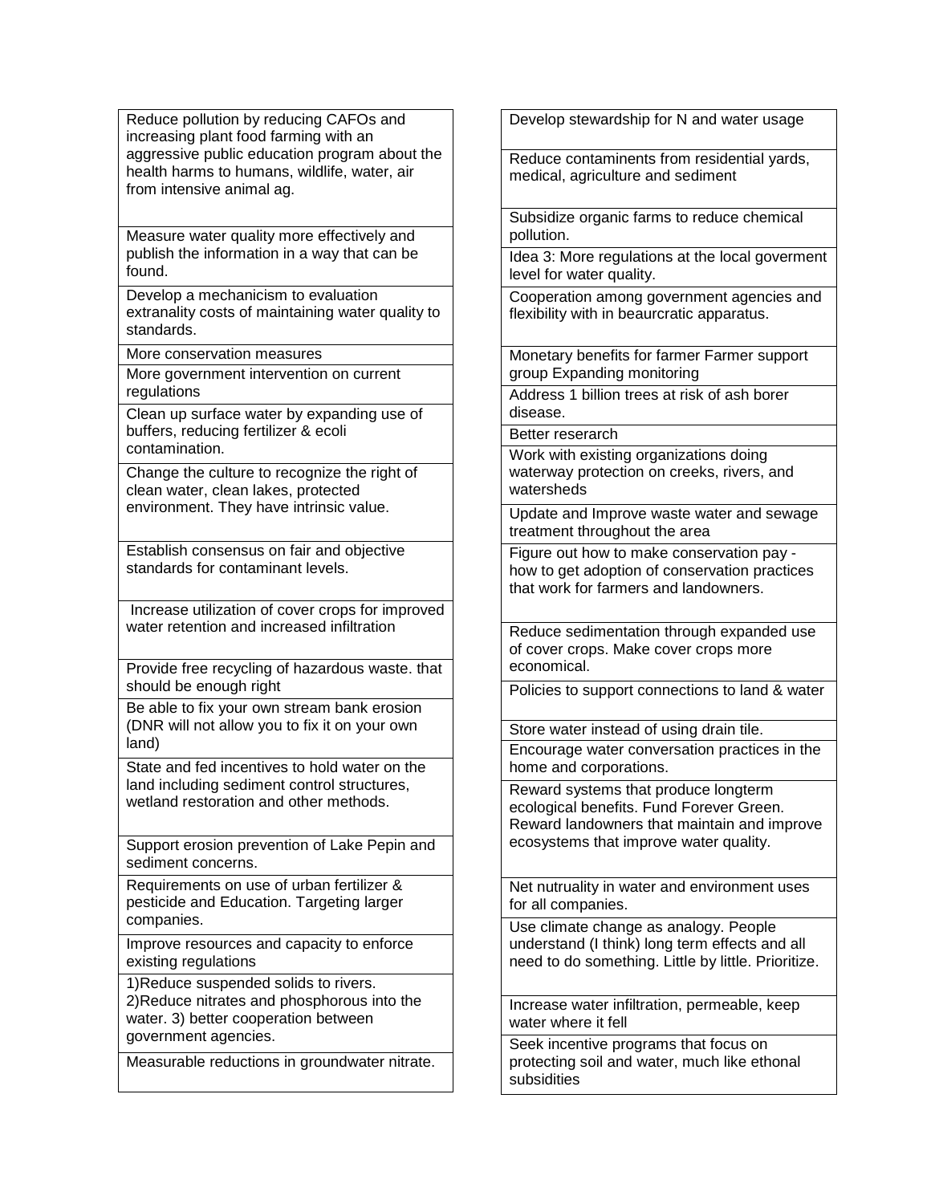| |
|---|
| Reduce pollution by reducing CAFOs and increasing plant food farming with an aggressive public education program about the health harms to humans, wildlife, water, air from intensive animal ag. |
| Measure water quality more effectively and publish the information in a way that can be found. |
| Develop a mechanicism to evaluation extranality costs of maintaining water quality to standards. |
| More conservation measures |
| More government intervention on current regulations |
| Clean up surface water by expanding use of buffers, reducing fertilizer & ecoli contamination. |
| Change the culture to recognize the right of clean water, clean lakes, protected environment. They have intrinsic value. |
| Establish consensus on fair and objective standards for contaminant levels. |
| Increase utilization of cover crops for improved water retention and increased infiltration |
| Provide free recycling of hazardous waste. that should be enough right |
| Be able to fix your own stream bank erosion (DNR will not allow you to fix it on your own land) |
| State and fed incentives to hold water on the land including sediment control structures, wetland restoration and other methods. |
| Support erosion prevention of Lake Pepin and sediment concerns. |
| Requirements on use of urban fertilizer & pesticide and Education. Targeting larger companies. |
| Improve resources and capacity to enforce existing regulations |
| 1)Reduce suspended solids to rivers. 2)Reduce nitrates and phosphorous into the water. 3) better cooperation between government agencies. |
| Measurable reductions in groundwater nitrate. |

| |
|---|
| Develop stewardship for N and water usage |
| Reduce contaminents from residential yards, medical, agriculture and sediment |
| Subsidize organic farms to reduce chemical pollution. |
| Idea 3: More regulations at the local goverment level for water quality. |
| Cooperation among government agencies and flexibility with in beaucratic apparatus. |
| Monetary benefits for farmer Farmer support group Expanding monitoring |
| Address 1 billion trees at risk of ash borer disease. |
| Better reserarch |
| Work with existing organizations doing waterway protection on creeks, rivers, and watersheds |
| Update and Improve waste water and sewage treatment throughout the area |
| Figure out how to make conservation pay - how to get adoption of conservation practices that work for farmers and landowners. |
| Reduce sedimentation through expanded use of cover crops. Make cover crops more economical. |
| Policies to support connections to land & water |
| Store water instead of using drain tile. |
| Encourage water conversation practices in the home and corporations. |
| Reward systems that produce longterm ecological benefits. Fund Forever Green. Reward landowners that maintain and improve ecosystems that improve water quality. |
| Net nutruality in water and environment uses for all companies. |
| Use climate change as analogy. People understand (I think) long term effects and all need to do something. Little by little. Prioritize. |
| Increase water infiltration, permeable, keep water where it fell |
| Seek incentive programs that focus on protecting soil and water, much like ethonal subsidities |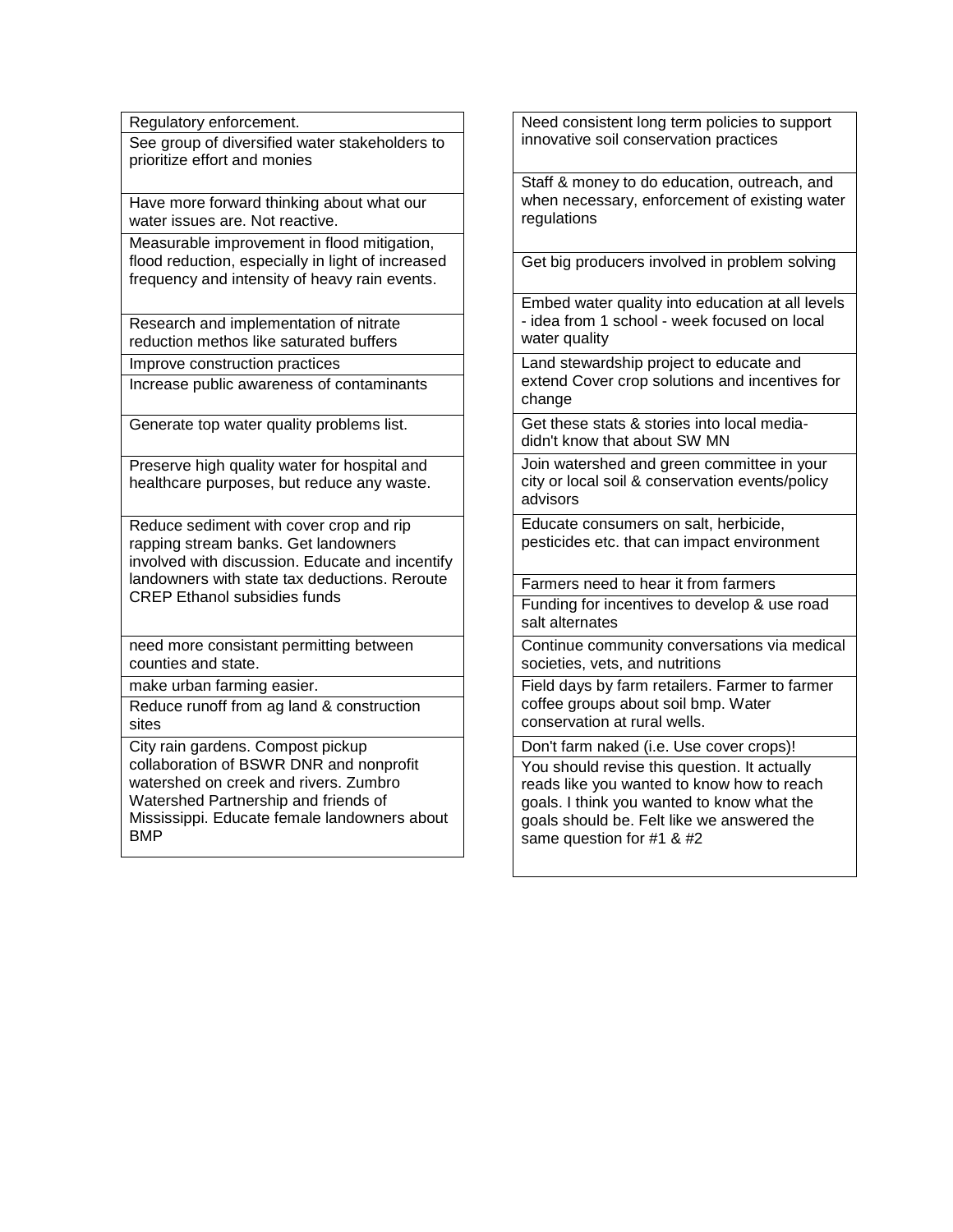| |
|---|
| Regulatory enforcement. |
| See group of diversified water stakeholders to prioritize effort and monies |
| Have more forward thinking about what our water issues are. Not reactive. |
| Measurable improvement in flood mitigation, flood reduction, especially in light of increased frequency and intensity of heavy rain events. |
| Research and implementation of nitrate reduction methos like saturated buffers |
| Improve construction practices |
| Increase public awareness of contaminants |
| Generate top water quality problems list. |
| Preserve high quality water for hospital and healthcare purposes, but reduce any waste. |
| Reduce sediment with cover crop and rip rapping stream banks. Get landowners involved with discussion. Educate and incentify landowners with state tax deductions. Reroute CREP Ethanol subsidies funds |
| need more consistant permitting between counties and state. |
| make urban farming easier. |
| Reduce runoff from ag land & construction sites |
| City rain gardens. Compost pickup collaboration of BSWR DNR and nonprofit watershed on creek and rivers. Zumbro Watershed Partnership and friends of Mississippi. Educate female landowners about BMP |

| |
|---|
| Need consistent long term policies to support innovative soil conservation practices |
| Staff & money to do education, outreach, and when necessary, enforcement of existing water regulations |
| Get big producers involved in problem solving |
| Embed water quality into education at all levels - idea from 1 school - week focused on local water quality |
| Land stewardship project to educate and extend Cover crop solutions and incentives for change |
| Get these stats & stories into local media- didn't know that about SW MN |
| Join watershed and green committee in your city or local soil & conservation events/policy advisors |
| Educate consumers on salt, herbicide, pesticides etc. that can impact environment |
| Farmers need to hear it from farmers |
| Funding for incentives to develop & use road salt alternates |
| Continue community conversations via medical societies, vets, and nutritions |
| Field days by farm retailers. Farmer to farmer coffee groups about soil bmp. Water conservation at rural wells. |
| Don't farm naked (i.e. Use cover crops)! |
| You should revise this question. It actually reads like you wanted to know how to reach goals. I think you wanted to know what the goals should be. Felt like we answered the same question for #1 & #2 |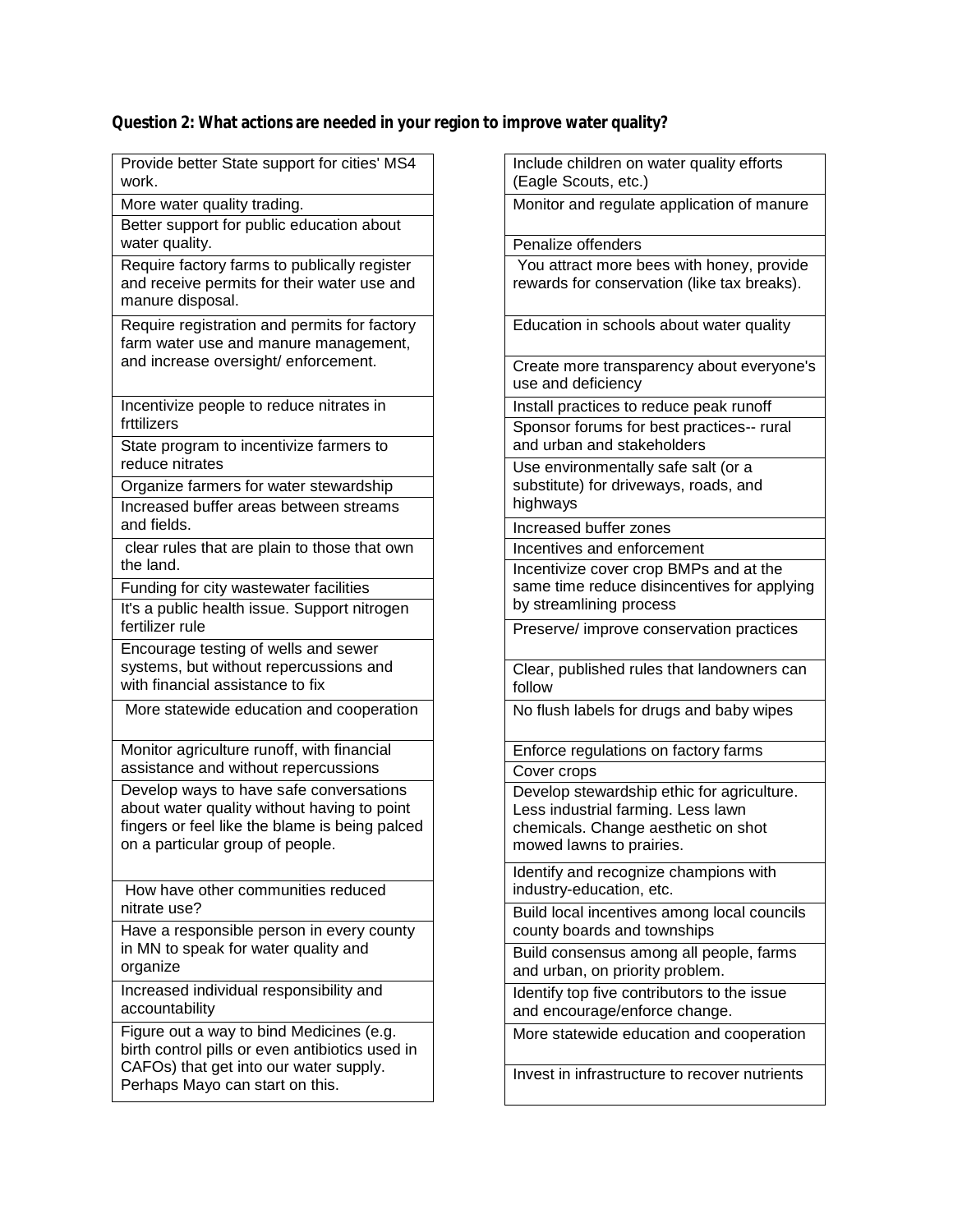**Question 2: What actions are needed in your region to improve water quality?**

| |
|---|
| Provide better State support for cities' MS4 work. |
| More water quality trading. |
| Better support for public education about water quality. |
| Require factory farms to publically register and receive permits for their water use and manure disposal. |
| Require registration and permits for factory farm water use and manure management, and increase oversight/ enforcement. |
| Incentivize people to reduce nitrates in frttilizers |
| State program to incentivize farmers to reduce nitrates |
| Organize farmers for water stewardship |
| Increased buffer areas between streams and fields. |
| clear rules that are plain to those that own the land. |
| Funding for city wastewater facilities |
| It's a public health issue. Support nitrogen fertilizer rule |
| Encourage testing of wells and sewer systems, but without repercussions and with financial assistance to fix |
| More statewide education and cooperation |
| Monitor agriculture runoff, with financial assistance and without repercussions |
| Develop ways to have safe conversations about water quality without having to point fingers or feel like the blame is being palced on a particular group of people. |
| How have other communities reduced nitrate use? |
| Have a responsible person in every county in MN to speak for water quality and organize |
| Increased individual responsibility and accountability |
| Figure out a way to bind Medicines (e.g. birth control pills or even antibiotics used in CAFOs) that get into our water supply. Perhaps Mayo can start on this. |

| |
|---|
| Include children on water quality efforts (Eagle Scouts, etc.) |
| Monitor and regulate application of manure |
| Penalize offenders |
| You attract more bees with honey, provide rewards for conservation (like tax breaks). |
| Education in schools about water quality |
| Create more transparency about everyone's use and deficiency |
| Install practices to reduce peak runoff |
| Sponsor forums for best practices-- rural and urban and stakeholders |
| Use environmentally safe salt (or a substitute) for driveways, roads, and highways |
| Increased buffer zones |
| Incentives and enforcement |
| Incentivize cover crop BMPs and at the same time reduce disincentives for applying by streamlining process |
| Preserve/ improve conservation practices |
| Clear, published rules that landowners can follow |
| No flush labels for drugs and baby wipes |
| Enforce regulations on factory farms |
| Cover crops |
| Develop stewardship ethic for agriculture. Less industrial farming. Less lawn chemicals. Change aesthetic on shot mowed lawns to prairies. |
| Identify and recognize champions with industry-education, etc. |
| Build local incentives among local councils county boards and townships |
| Build consensus among all people, farms and urban, on priority problem. |
| Identify top five contributors to the issue and encourage/enforce change. |
| More statewide education and cooperation |
| Invest in infrastructure to recover nutrients |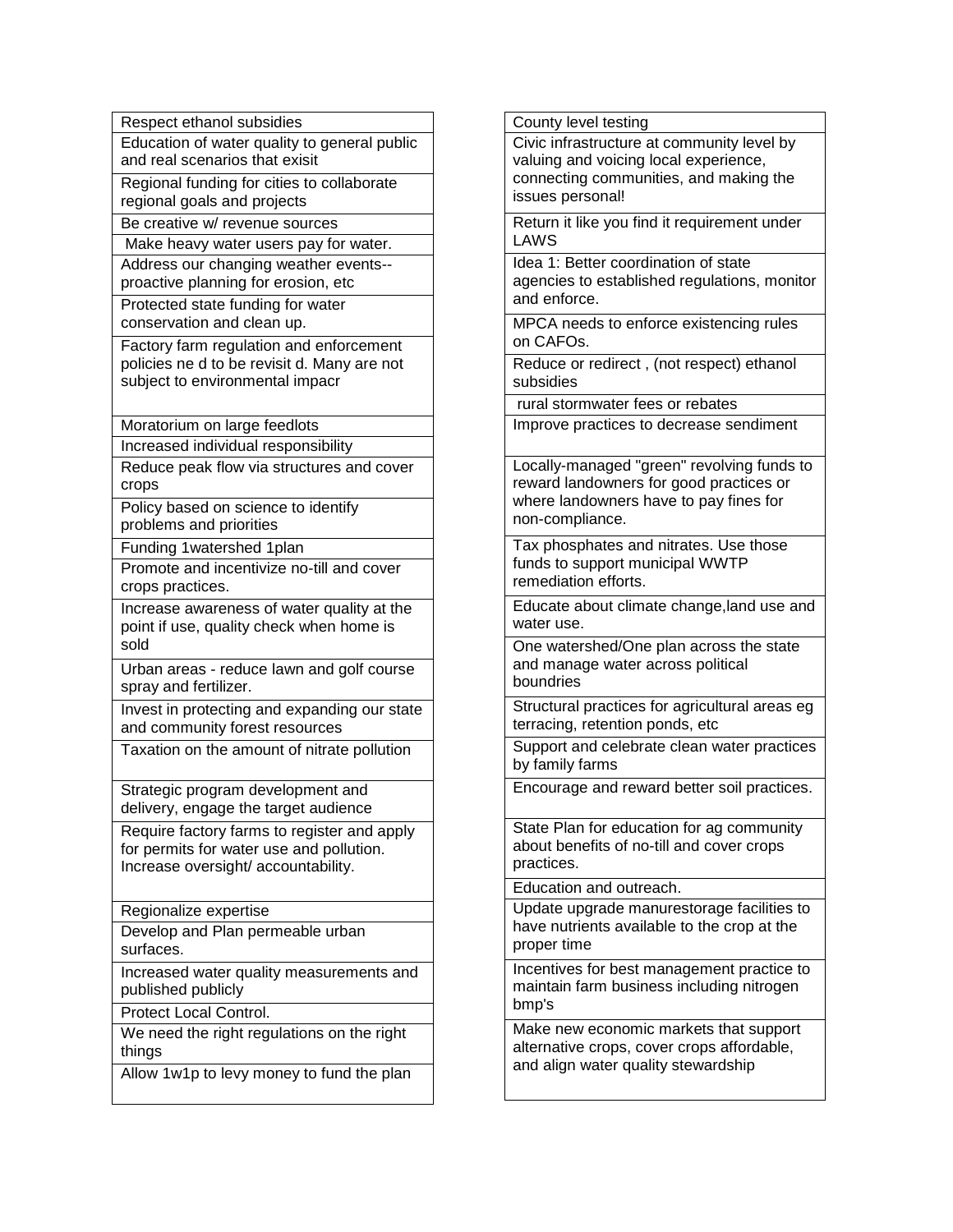| |
|---|
| Respect ethanol subsidies |
| Education of water quality to general public and real scenarios that exisit |
| Regional funding for cities to collaborate regional goals and projects |
| Be creative w/ revenue sources |
| Make heavy water users pay for water. |
| Address our changing weather events--proactive planning for erosion, etc |
| Protected state funding for water conservation and clean up. |
| Factory farm regulation and enforcement policies ne d to be revisit d. Many are not subject to environmental impacr |
| Moratorium on large feedlots |
| Increased individual responsibility |
| Reduce peak flow via structures and cover crops |
| Policy based on science to identify problems and priorities |
| Funding 1watershed 1plan |
| Promote and incentivize no-till and cover crops practices. |
| Increase awareness of water quality at the point if use, quality check when home is sold |
| Urban areas - reduce lawn and golf course spray and fertilizer. |
| Invest in protecting and expanding our state and community forest resources |
| Taxation on the amount of nitrate pollution |
| Strategic program development and delivery, engage the target audience |
| Require factory farms to register and apply for permits for water use and pollution. Increase oversight/ accountability. |
| Regionalize expertise |
| Develop and Plan permeable urban surfaces. |
| Increased water quality measurements and published publicly |
| Protect Local Control. |
| We need the right regulations on the right things |
| Allow 1w1p to levy money to fund the plan |

| |
|---|
| County level testing |
| Civic infrastructure at community level by valuing and voicing local experience, connecting communities, and making the issues personal! |
| Return it like you find it requirement under LAWS |
| Idea 1: Better coordination of state agencies to established regulations, monitor and enforce. |
| MPCA needs to enforce existencing rules on CAFOs. |
| Reduce or redirect , (not respect) ethanol subsidies |
| rural stormwater fees or rebates |
| Improve practices to decrease sendiment |
| Locally-managed "green" revolving funds to reward landowners for good practices or where landowners have to pay fines for non-compliance. |
| Tax phosphates and nitrates. Use those funds to support municipal WWTP remediation efforts. |
| Educate about climate change,land use and water use. |
| One watershed/One plan across the state and manage water across political boundries |
| Structural practices for agricultural areas eg terracing, retention ponds, etc |
| Support and celebrate clean water practices by family farms |
| Encourage and reward better soil practices. |
| State Plan for education for ag community about benefits of no-till and cover crops practices. |
| Education and outreach. |
| Update upgrade manurestorage facilities to have nutrients available to the crop at the proper time |
| Incentives for best management practice to maintain farm business including nitrogen bmp's |
| Make new economic markets that support alternative crops, cover crops affordable, and align water quality stewardship |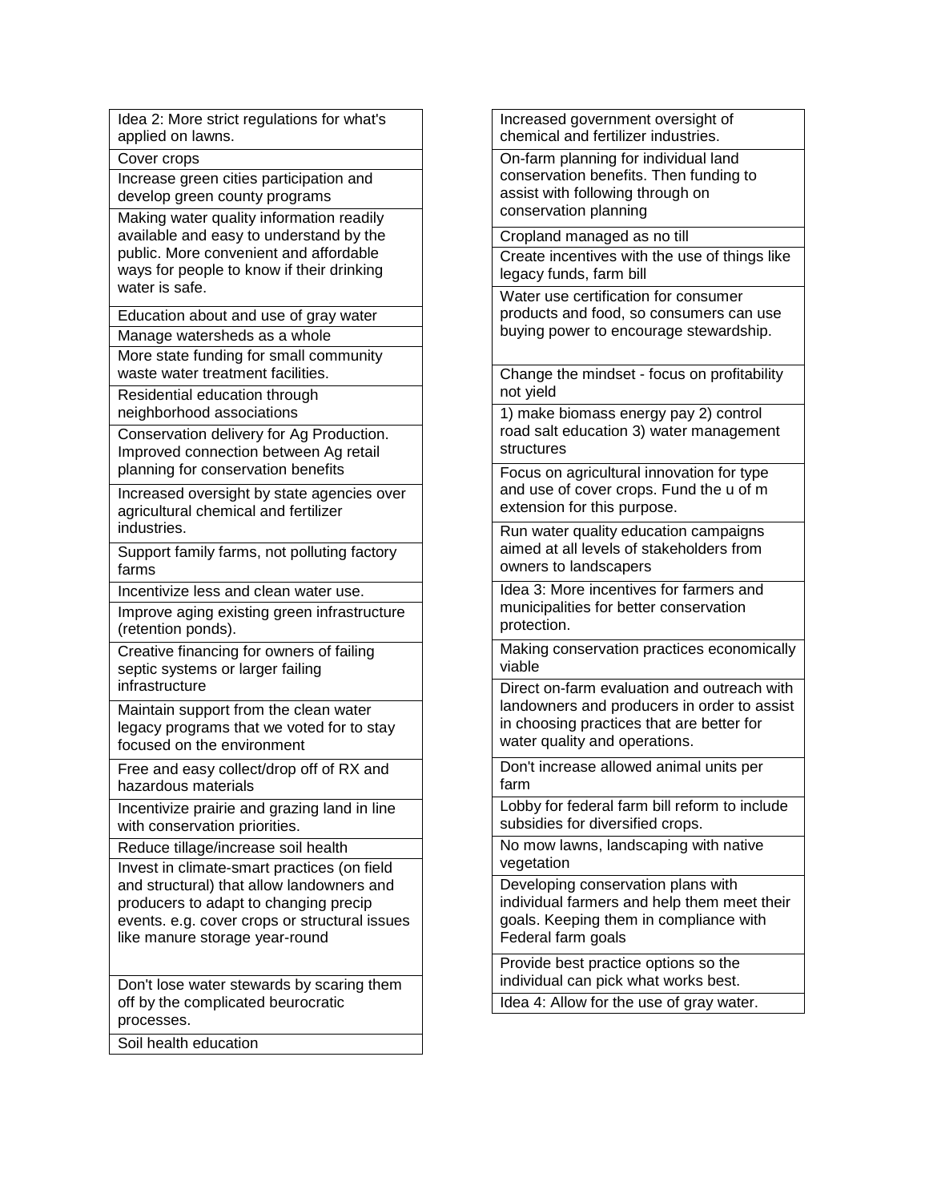| |
|---|
| Idea 2: More strict regulations for what's applied on lawns. |
| Cover crops |
| Increase green cities participation and develop green county programs |
| Making water quality information readily available and easy to understand by the public. More convenient and affordable ways for people to know if their drinking water is safe. |
| Education about and use of gray water |
| Manage watersheds as a whole |
| More state funding for small community waste water treatment facilities. |
| Residential education through neighborhood associations |
| Conservation delivery for Ag Production. Improved connection between Ag retail planning for conservation benefits |
| Increased oversight by state agencies over agricultural chemical and fertilizer industries. |
| Support family farms, not polluting factory farms |
| Incentivize less and clean water use. |
| Improve aging existing green infrastructure (retention ponds). |
| Creative financing for owners of failing septic systems or larger failing infrastructure |
| Maintain support from the clean water legacy programs that we voted for to stay focused on the environment |
| Free and easy collect/drop off of RX and hazardous materials |
| Incentivize prairie and grazing land in line with conservation priorities. |
| Reduce tillage/increase soil health |
| Invest in climate-smart practices (on field and structural) that allow landowners and producers to adapt to changing precip events. e.g. cover crops or structural issues like manure storage year-round |
| Don't lose water stewards by scaring them off by the complicated beurocratic processes. |
| Soil health education |

| |
|---|
| Increased government oversight of chemical and fertilizer industries. |
| On-farm planning for individual land conservation benefits. Then funding to assist with following through on conservation planning |
| Cropland managed as no till |
| Create incentives with the use of things like legacy funds, farm bill |
| Water use certification for consumer products and food, so consumers can use buying power to encourage stewardship. |
| Change the mindset - focus on profitability not yield |
| 1) make biomass energy pay 2) control road salt education 3) water management structures |
| Focus on agricultural innovation for type and use of cover crops. Fund the u of m extension for this purpose. |
| Run water quality education campaigns aimed at all levels of stakeholders from owners to landscapers |
| Idea 3: More incentives for farmers and municipalities for better conservation protection. |
| Making conservation practices economically viable |
| Direct on-farm evaluation and outreach with landowners and producers in order to assist in choosing practices that are better for water quality and operations. |
| Don't increase allowed animal units per farm |
| Lobby for federal farm bill reform to include subsidies for diversified crops. |
| No mow lawns, landscaping with native vegetation |
| Developing conservation plans with individual farmers and help them meet their goals. Keeping them in compliance with Federal farm goals |
| Provide best practice options so the individual can pick what works best. |
| Idea 4: Allow for the use of gray water. |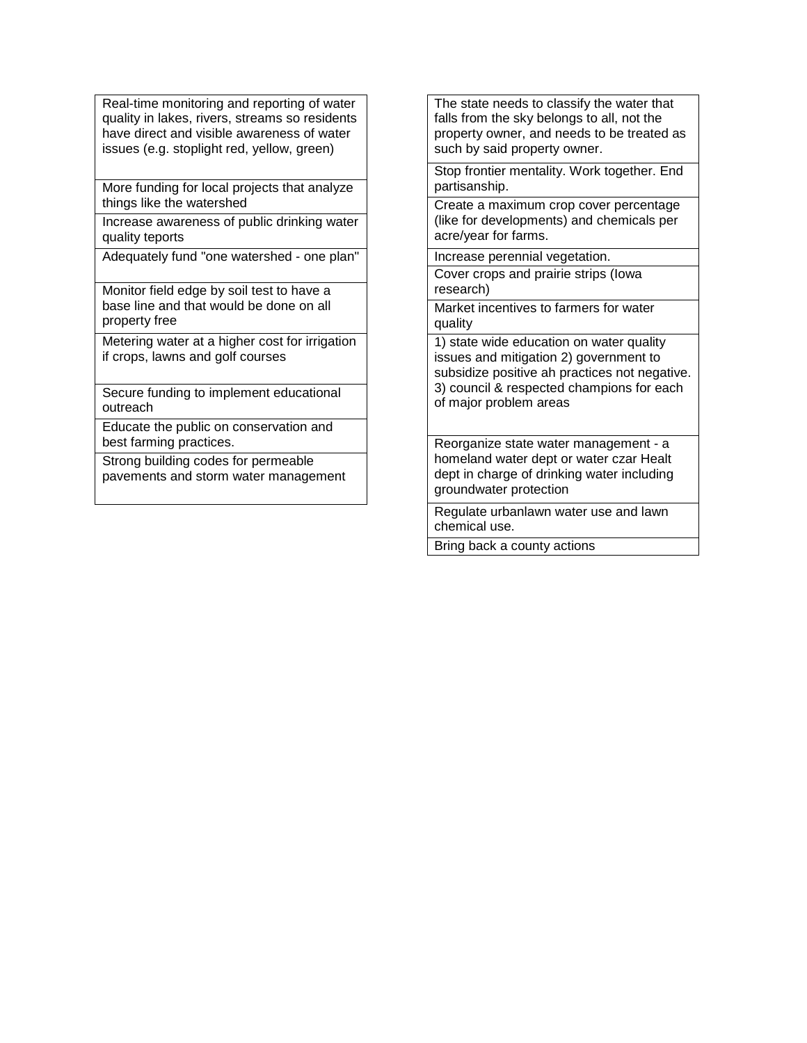| |
|---|
| Real-time monitoring and reporting of water quality in lakes, rivers, streams so residents have direct and visible awareness of water issues (e.g. stoplight red, yellow, green) |
| More funding for local projects that analyze things like the watershed |
| Increase awareness of public drinking water quality teports |
| Adequately fund "one watershed - one plan" |
| Monitor field edge by soil test to have a base line and that would be done on all property free |
| Metering water at a higher cost for irrigation if crops, lawns and golf courses |
| Secure funding to implement educational outreach |
| Educate the public on conservation and best farming practices. |
| Strong building codes for permeable pavements and storm water management |

| |
|---|
| The state needs to classify the water that falls from the sky belongs to all, not the property owner, and needs to be treated as such by said property owner. |
| Stop frontier mentality. Work together. End partisanship. |
| Create a maximum crop cover percentage (like for developments) and chemicals per acre/year for farms. |
| Increase perennial vegetation. |
| Cover crops and prairie strips (Iowa research) |
| Market incentives to farmers for water quality |
| 1) state wide education on water quality issues and mitigation 2) government to subsidize positive ah practices not negative. 3) council & respected champions for each of major problem areas |
| Reorganize state water management - a homeland water dept or water czar Healt dept in charge of drinking water including groundwater protection |
| Regulate urbanlawn water use and lawn chemical use. |
| Bring back a county actions |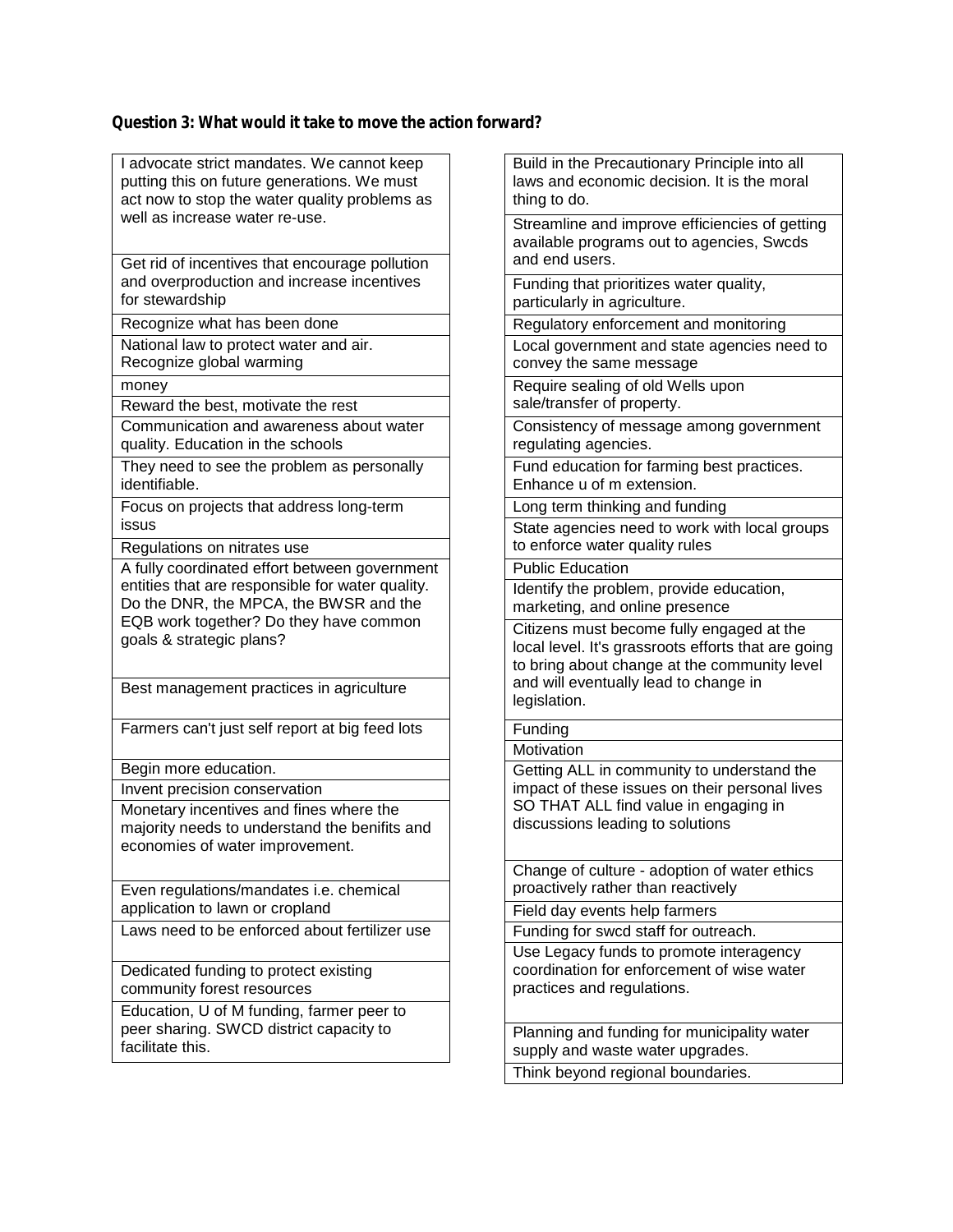**Question 3: What would it take to move the action forward?**

| |
|---|
| I advocate strict mandates. We cannot keep putting this on future generations. We must act now to stop the water quality problems as well as increase water re-use. |
| Get rid of incentives that encourage pollution and overproduction and increase incentives for stewardship |
| Recognize what has been done |
| National law to protect water and air. Recognize global warming |
| money |
| Reward the best, motivate the rest |
| Communication and awareness about water quality. Education in the schools |
| They need to see the problem as personally identifiable. |
| Focus on projects that address long-term issus |
| Regulations on nitrates use |
| A fully coordinated effort between government entities that are responsible for water quality. Do the DNR, the MPCA, the BWSR and the EQB work together? Do they have common goals & strategic plans? |
| Best management practices in agriculture |
| Farmers can't just self report at big feed lots |
| Begin more education. |
| Invent precision conservation |
| Monetary incentives and fines where the majority needs to understand the benifits and economies of water improvement. |
| Even regulations/mandates i.e. chemical application to lawn or cropland |
| Laws need to be enforced about fertilizer use |
| Dedicated funding to protect existing community forest resources |
| Education, U of M funding, farmer peer to peer sharing. SWCD district capacity to facilitate this. |

| |
|---|
| Build in the Precautionary Principle into all laws and economic decision. It is the moral thing to do. |
| Streamline and improve efficiencies of getting available programs out to agencies, Swcds and end users. |
| Funding that prioritizes water quality, particularly in agriculture. |
| Regulatory enforcement and monitoring |
| Local government and state agencies need to convey the same message |
| Require sealing of old Wells upon sale/transfer of property. |
| Consistency of message among government regulating agencies. |
| Fund education for farming best practices. Enhance u of m extension. |
| Long term thinking and funding |
| State agencies need to work with local groups to enforce water quality rules |
| Public Education |
| Identify the problem, provide education, marketing, and online presence |
| Citizens must become fully engaged at the local level. It's grassroots efforts that are going to bring about change at the community level and will eventually lead to change in legislation. |
| Funding |
| Motivation |
| Getting ALL in community to understand the impact of these issues on their personal lives SO THAT ALL find value in engaging in discussions leading to solutions |
| Change of culture - adoption of water ethics proactively rather than reactively |
| Field day events help farmers |
| Funding for swcd staff for outreach. |
| Use Legacy funds to promote interagency coordination for enforcement of wise water practices and regulations. |
| Planning and funding for municipality water supply and waste water upgrades. |
| Think beyond regional boundaries. |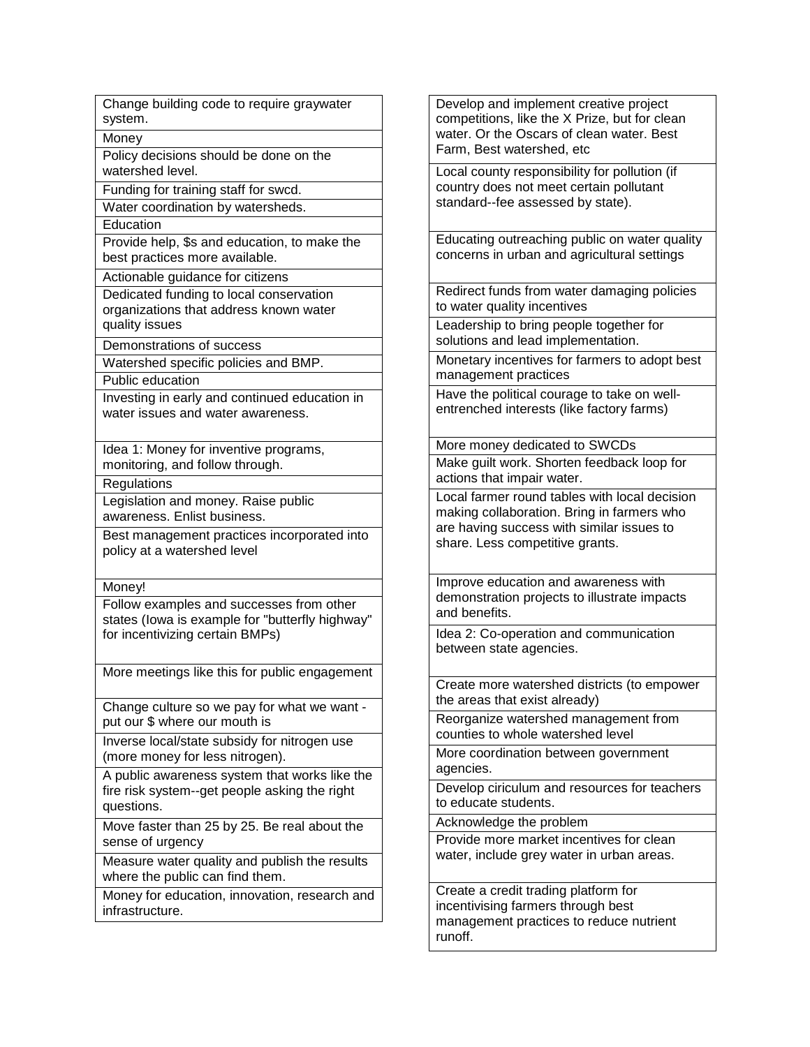| |
|---|
| Change building code to require graywater system. |
| Money |
| Policy decisions should be done on the watershed level. |
| Funding for training staff for swcd. |
| Water coordination by watersheds. |
| Education |
| Provide help, $s and education, to make the best practices more available. |
| Actionable guidance for citizens |
| Dedicated funding to local conservation organizations that address known water quality issues |
| Demonstrations of success |
| Watershed specific policies and BMP. |
| Public education |
| Investing in early and continued education in water issues and water awareness. |
| Idea 1: Money for inventive programs, monitoring, and follow through. |
| Regulations |
| Legislation and money. Raise public awareness. Enlist business. |
| Best management practices incorporated into policy at a watershed level |
| Money! |
| Follow examples and successes from other states (Iowa is example for "butterfly highway" for incentivizing certain BMPs) |
| More meetings like this for public engagement |
| Change culture so we pay for what we want - put our $ where our mouth is |
| Inverse local/state subsidy for nitrogen use (more money for less nitrogen). |
| A public awareness system that works like the fire risk system--get people asking the right questions. |
| Move faster than 25 by 25. Be real about the sense of urgency |
| Measure water quality and publish the results where the public can find them. |
| Money for education, innovation, research and infrastructure. |

| |
|---|
| Develop and implement creative project competitions, like the X Prize, but for clean water. Or the Oscars of clean water. Best Farm, Best watershed, etc |
| Local county responsibility for pollution (if country does not meet certain pollutant standard--fee assessed by state). |
| Educating outreaching public on water quality concerns in urban and agricultural settings |
| Redirect funds from water damaging policies to water quality incentives |
| Leadership to bring people together for solutions and lead implementation. |
| Monetary incentives for farmers to adopt best management practices |
| Have the political courage to take on well-entrenched interests (like factory farms) |
| More money dedicated to SWCDs |
| Make guilt work. Shorten feedback loop for actions that impair water. |
| Local farmer round tables with local decision making collaboration. Bring in farmers who are having success with similar issues to share. Less competitive grants. |
| Improve education and awareness with demonstration projects to illustrate impacts and benefits. |
| Idea 2: Co-operation and communication between state agencies. |
| Create more watershed districts (to empower the areas that exist already) |
| Reorganize watershed management from counties to whole watershed level |
| More coordination between government agencies. |
| Develop ciriculum and resources for teachers to educate students. |
| Acknowledge the problem |
| Provide more market incentives for clean water, include grey water in urban areas. |
| Create a credit trading platform for incentivising farmers through best management practices to reduce nutrient runoff. |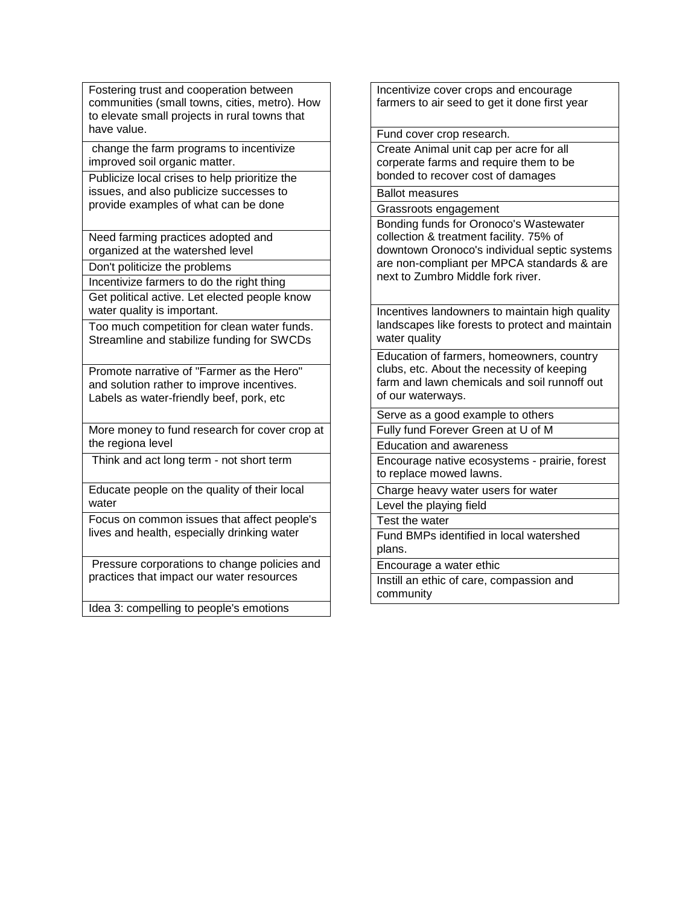| |
|---|
| Fostering trust and cooperation between communities (small towns, cities, metro). How to elevate small projects in rural towns that have value. |
| change the farm programs to incentivize improved soil organic matter. |
| Publicize local crises to help prioritize the issues, and also publicize successes to provide examples of what can be done |
| Need farming practices adopted and organized at the watershed level |
| Don't politicize the problems |
| Incentivize farmers to do the right thing |
| Get political active. Let elected people know water quality is important. |
| Too much competition for clean water funds. Streamline and stabilize funding for SWCDs |
| Promote narrative of "Farmer as the Hero" and solution rather to improve incentives. Labels as water-friendly beef, pork, etc |
| More money to fund research for cover crop at the regiona level |
| Think and act long term - not short term |
| Educate people on the quality of their local water |
| Focus on common issues that affect people's lives and health, especially drinking water |
| Pressure corporations to change policies and practices that impact our water resources |
| Idea 3: compelling to people's emotions |

| |
|---|
| Incentivize cover crops and encourage farmers to air seed to get it done first year |
| Fund cover crop research. |
| Create Animal unit cap per acre for all corperate farms and require them to be bonded to recover cost of damages |
| Ballot measures |
| Grassroots engagement |
| Bonding funds for Oronoco's Wastewater collection & treatment facility. 75% of downtown Oronoco's individual septic systems are non-compliant per MPCA standards & are next to Zumbro Middle fork river. |
| Incentives landowners to maintain high quality landscapes like forests to protect and maintain water quality |
| Education of farmers, homeowners, country clubs, etc. About the necessity of keeping farm and lawn chemicals and soil runnoff out of our waterways. |
| Serve as a good example to others |
| Fully fund Forever Green at U of M |
| Education and awareness |
| Encourage native ecosystems - prairie, forest to replace mowed lawns. |
| Charge heavy water users for water |
| Level the playing field |
| Test the water |
| Fund BMPs identified in local watershed plans. |
| Encourage a water ethic |
| Instill an ethic of care, compassion and community |